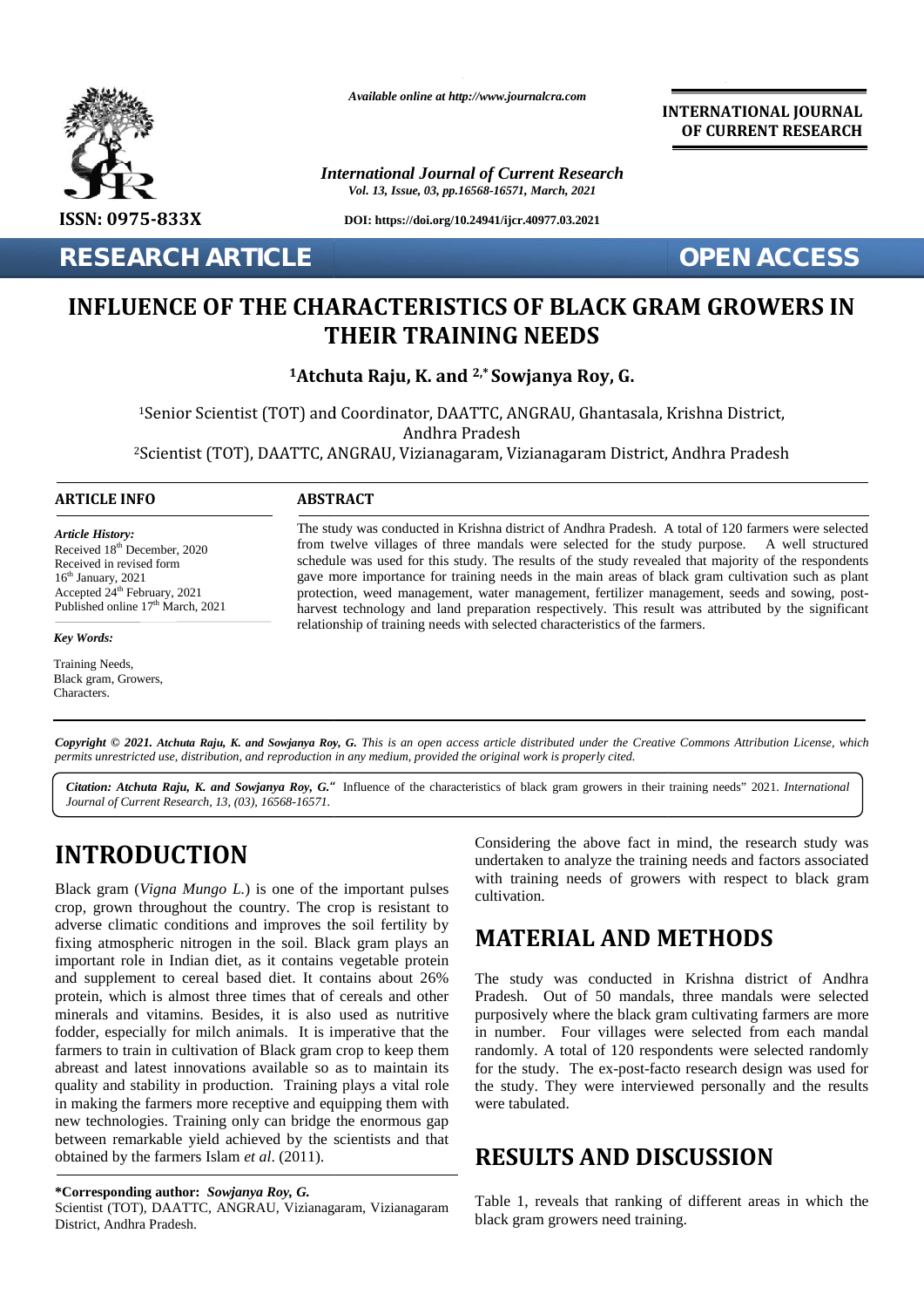Available online at http://www.journalcra.com

**INTERNATIONAL JOURNAL OF CURRENT RESEARCH**

*International Journal of Current Research*
*Vol. 13, Issue, 03, pp.16568-16571, March, 2021*

ISSN: 0975-833X

DOI: https://doi.org/10.24941/ijcr.40977.03.2021

**RESEARCH ARTICLE** **OPEN ACCESS**

# INFLUENCE OF THE CHARACTERISTICS OF BLACK GRAM GROWERS IN THEIR TRAINING NEEDS

**[1]Atchuta Raju, K. and [2,*]Sowjanya Roy, G.**

[1]Senior Scientist (TOT) and Coordinator, DAATTC, ANGRAU, Ghantasala, Krishna District, Andhra Pradesh

[2]Scientist (TOT), DAATTC, ANGRAU, Vizianagaram, Vizianagaram District, Andhra Pradesh

**ARTICLE INFO**

*Article History:*
Received 18th December, 2020
Received in revised form
16th January, 2021
Accepted 24th February, 2021
Published online 17th March, 2021

*Key Words:*

Training Needs,
Black gram, Growers,
Characters.

**ABSTRACT**

The study was conducted in Krishna district of Andhra Pradesh. A total of 120 farmers were selected from twelve villages of three mandals were selected for the study purpose. A well structured schedule was used for this study. The results of the study revealed that majority of the respondents gave more importance for training needs in the main areas of black gram cultivation such as plant protection, weed management, water management, fertilizer management, seeds and sowing, post-harvest technology and land preparation respectively. This result was attributed by the significant relationship of training needs with selected characteristics of the farmers.

*Copyright © 2021. Atchuta Raju, K. and Sowjanya Roy, G. This is an open access article distributed under the Creative Commons Attribution License, which permits unrestricted use, distribution, and reproduction in any medium, provided the original work is properly cited.*

*Citation: Atchuta Raju, K. and Sowjanya Roy, G."* Influence of the characteristics of black gram growers in their training needs" 2021. *International Journal of Current Research, 13, (03), 16568-16571.*

## INTRODUCTION

Black gram (*Vigna Mungo L.*) is one of the important pulses crop, grown throughout the country. The crop is resistant to adverse climatic conditions and improves the soil fertility by fixing atmospheric nitrogen in the soil. Black gram plays an important role in Indian diet, as it contains vegetable protein and supplement to cereal based diet. It contains about 26% protein, which is almost three times that of cereals and other minerals and vitamins. Besides, it is also used as nutritive fodder, especially for milch animals. It is imperative that the farmers to train in cultivation of Black gram crop to keep them abreast and latest innovations available so as to maintain its quality and stability in production. Training plays a vital role in making the farmers more receptive and equipping them with new technologies. Training only can bridge the enormous gap between remarkable yield achieved by the scientists and that obtained by the farmers Islam *et al*. (2011).

**\*Corresponding author:** *Sowjanya Roy, G.*
Scientist (TOT), DAATTC, ANGRAU, Vizianagaram, Vizianagaram District, Andhra Pradesh.

Considering the above fact in mind, the research study was undertaken to analyze the training needs and factors associated with training needs of growers with respect to black gram cultivation.

## MATERIAL AND METHODS

The study was conducted in Krishna district of Andhra Pradesh. Out of 50 mandals, three mandals were selected purposively where the black gram cultivating farmers are more in number. Four villages were selected from each mandal randomly. A total of 120 respondents were selected randomly for the study. The ex-post-facto research design was used for the study. They were interviewed personally and the results were tabulated.

## RESULTS AND DISCUSSION

Table 1, reveals that ranking of different areas in which the black gram growers need training.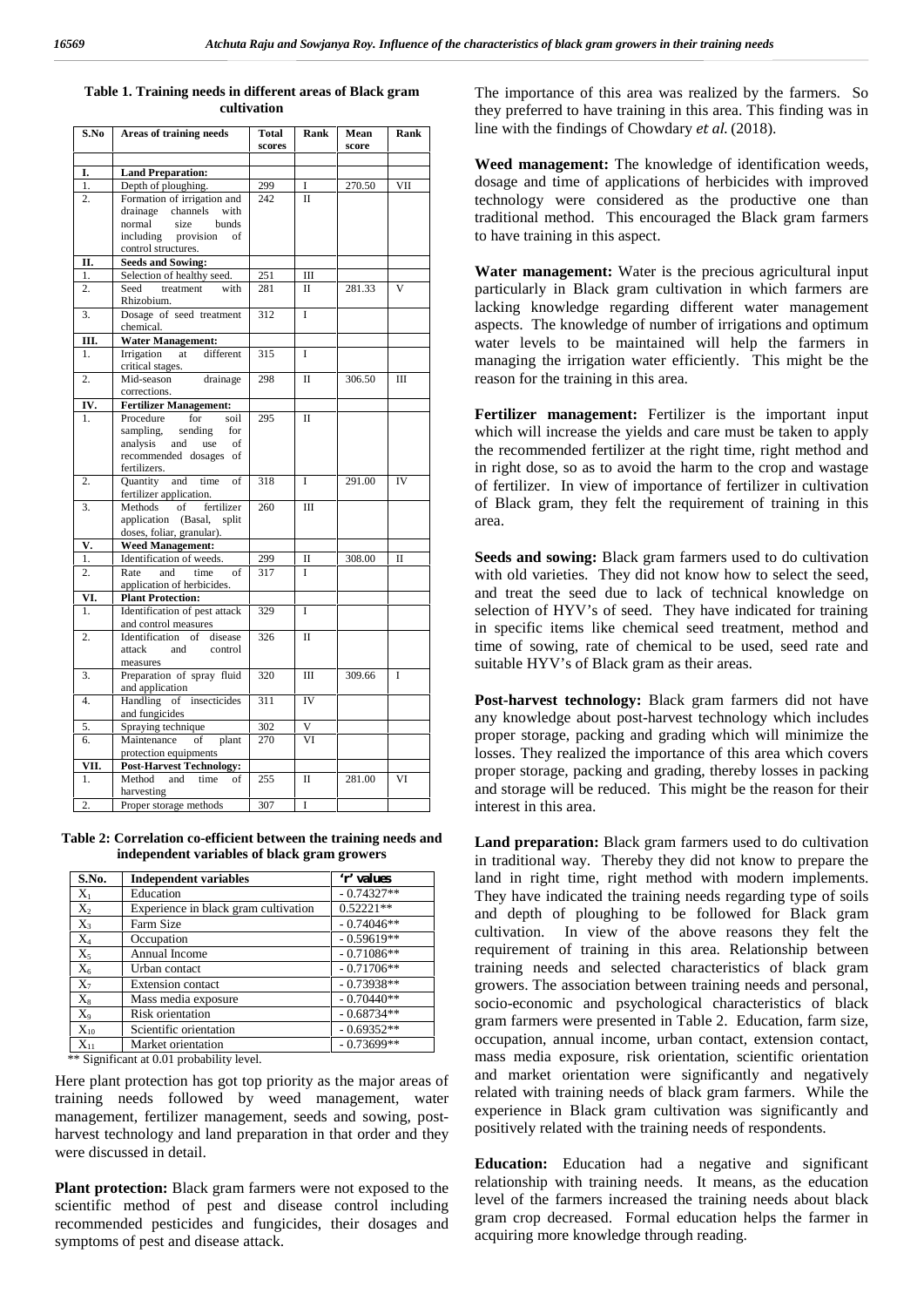**Table 1. Training needs in different areas of Black gram cultivation**

| S.No | Areas of training needs | Total scores | Rank | Mean score | Rank |
|---|---|---|---|---|---|
| I. | Land Preparation: | | | | |
| 1. | Depth of ploughing. | 299 | I | 270.50 | VII |
| 2. | Formation of irrigation and drainage channels with normal size bunds including provision of control structures. | 242 | II | | |
| II. | Seeds and Sowing: | | | | |
| 1. | Selection of healthy seed. | 251 | III | | |
| 2. | Seed treatment with Rhizobium. | 281 | II | 281.33 | V |
| 3. | Dosage of seed treatment chemical. | 312 | I | | |
| III. | Water Management: | | | | |
| 1. | Irrigation at different critical stages. | 315 | I | | |
| 2. | Mid-season drainage corrections. | 298 | II | 306.50 | III |
| IV. | Fertilizer Management: | | | | |
| 1. | Procedure for soil sampling, sending for analysis and use of recommended dosages of fertilizers. | 295 | II | | |
| 2. | Quantity and time of fertilizer application. | 318 | I | 291.00 | IV |
| 3. | Methods of fertilizer application (Basal, split doses, foliar, granular). | 260 | III | | |
| V. | Weed Management: | | | | |
| 1. | Identification of weeds. | 299 | II | 308.00 | II |
| 2. | Rate and time of application of herbicides. | 317 | I | | |
| VI. | Plant Protection: | | | | |
| 1. | Identification of pest attack and control measures | 329 | I | | |
| 2. | Identification of disease attack and control measures | 326 | II | | |
| 3. | Preparation of spray fluid and application | 320 | III | 309.66 | I |
| 4. | Handling of insecticides and fungicides | 311 | IV | | |
| 5. | Spraying technique | 302 | V | | |
| 6. | Maintenance of plant protection equipments | 270 | VI | | |
| VII. | Post-Harvest Technology: | | | | |
| 1. | Method and time of harvesting | 255 | II | 281.00 | VI |
| 2. | Proper storage methods | 307 | I | | |

**Table 2: Correlation co-efficient between the training needs and independent variables of black gram growers**

| S.No. | Independent variables | 'r' values |
|---|---|---|
| $X_1$ | Education | - 0.74327** |
| $X_2$ | Experience in black gram cultivation | 0.52221** |
| $X_3$ | Farm Size | - 0.74046** |
| $X_4$ | Occupation | - 0.59619** |
| $X_5$ | Annual Income | - 0.71086** |
| $X_6$ | Urban contact | - 0.71706** |
| $X_7$ | Extension contact | - 0.73938** |
| $X_8$ | Mass media exposure | - 0.70440** |
| $X_9$ | Risk orientation | - 0.68734** |
| $X_{10}$ | Scientific orientation | - 0.69352** |
| $X_{11}$ | Market orientation | - 0.73699** |

** Significant at 0.01 probability level.

Here plant protection has got top priority as the major areas of training needs followed by weed management, water management, fertilizer management, seeds and sowing, post-harvest technology and land preparation in that order and they were discussed in detail.

**Plant protection:** Black gram farmers were not exposed to the scientific method of pest and disease control including recommended pesticides and fungicides, their dosages and symptoms of pest and disease attack. The importance of this area was realized by the farmers. So they preferred to have training in this area. This finding was in line with the findings of Chowdary *et al.* (2018).

**Weed management:** The knowledge of identification weeds, dosage and time of applications of herbicides with improved technology were considered as the productive one than traditional method. This encouraged the Black gram farmers to have training in this aspect.

**Water management:** Water is the precious agricultural input particularly in Black gram cultivation in which farmers are lacking knowledge regarding different water management aspects. The knowledge of number of irrigations and optimum water levels to be maintained will help the farmers in managing the irrigation water efficiently. This might be the reason for the training in this area.

**Fertilizer management:** Fertilizer is the important input which will increase the yields and care must be taken to apply the recommended fertilizer at the right time, right method and in right dose, so as to avoid the harm to the crop and wastage of fertilizer. In view of importance of fertilizer in cultivation of Black gram, they felt the requirement of training in this area.

**Seeds and sowing:** Black gram farmers used to do cultivation with old varieties. They did not know how to select the seed, and treat the seed due to lack of technical knowledge on selection of HYV's of seed. They have indicated for training in specific items like chemical seed treatment, method and time of sowing, rate of chemical to be used, seed rate and suitable HYV's of Black gram as their areas.

**Post-harvest technology:** Black gram farmers did not have any knowledge about post-harvest technology which includes proper storage, packing and grading which will minimize the losses. They realized the importance of this area which covers proper storage, packing and grading, thereby losses in packing and storage will be reduced. This might be the reason for their interest in this area.

**Land preparation:** Black gram farmers used to do cultivation in traditional way. Thereby they did not know to prepare the land in right time, right method with modern implements. They have indicated the training needs regarding type of soils and depth of ploughing to be followed for Black gram cultivation. In view of the above reasons they felt the requirement of training in this area. Relationship between training needs and selected characteristics of black gram growers. The association between training needs and personal, socio-economic and psychological characteristics of black gram farmers were presented in Table 2. Education, farm size, occupation, annual income, urban contact, extension contact, mass media exposure, risk orientation, scientific orientation and market orientation were significantly and negatively related with training needs of black gram farmers. While the experience in Black gram cultivation was significantly and positively related with the training needs of respondents.

**Education:** Education had a negative and significant relationship with training needs. It means, as the education level of the farmers increased the training needs about black gram crop decreased. Formal education helps the farmer in acquiring more knowledge through reading.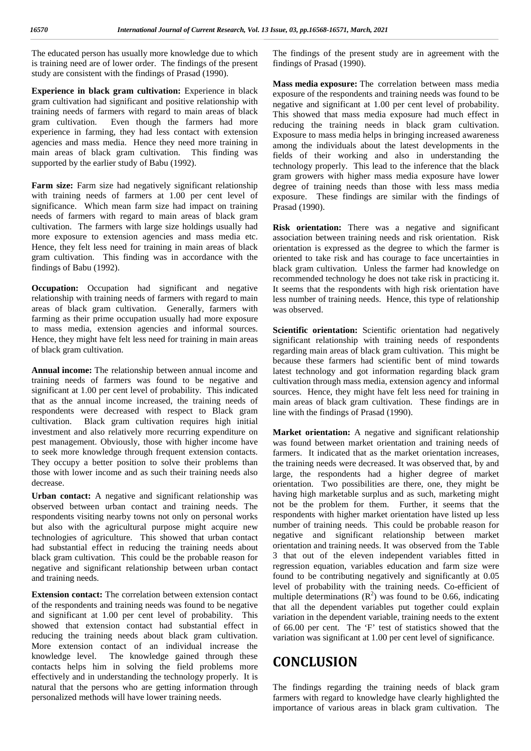The educated person has usually more knowledge due to which is training need are of lower order. The findings of the present study are consistent with the findings of Prasad (1990).

**Experience in black gram cultivation:** Experience in black gram cultivation had significant and positive relationship with training needs of farmers with regard to main areas of black gram cultivation. Even though the farmers had more experience in farming, they had less contact with extension agencies and mass media. Hence they need more training in main areas of black gram cultivation. This finding was supported by the earlier study of Babu (1992).

**Farm size:** Farm size had negatively significant relationship with training needs of farmers at 1.00 per cent level of significance. Which mean farm size had impact on training needs of farmers with regard to main areas of black gram cultivation. The farmers with large size holdings usually had more exposure to extension agencies and mass media etc. Hence, they felt less need for training in main areas of black gram cultivation. This finding was in accordance with the findings of Babu (1992).

**Occupation:** Occupation had significant and negative relationship with training needs of farmers with regard to main areas of black gram cultivation. Generally, farmers with farming as their prime occupation usually had more exposure to mass media, extension agencies and informal sources. Hence, they might have felt less need for training in main areas of black gram cultivation.

**Annual income:** The relationship between annual income and training needs of farmers was found to be negative and significant at 1.00 per cent level of probability. This indicated that as the annual income increased, the training needs of respondents were decreased with respect to Black gram cultivation. Black gram cultivation requires high initial investment and also relatively more recurring expenditure on pest management. Obviously, those with higher income have to seek more knowledge through frequent extension contacts. They occupy a better position to solve their problems than those with lower income and as such their training needs also decrease.

**Urban contact:** A negative and significant relationship was observed between urban contact and training needs. The respondents visiting nearby towns not only on personal works but also with the agricultural purpose might acquire new technologies of agriculture. This showed that urban contact had substantial effect in reducing the training needs about black gram cultivation. This could be the probable reason for negative and significant relationship between urban contact and training needs.

**Extension contact:** The correlation between extension contact of the respondents and training needs was found to be negative and significant at 1.00 per cent level of probability. This showed that extension contact had substantial effect in reducing the training needs about black gram cultivation. More extension contact of an individual increase the knowledge level. The knowledge gained through these contacts helps him in solving the field problems more effectively and in understanding the technology properly. It is natural that the persons who are getting information through personalized methods will have lower training needs.

The findings of the present study are in agreement with the findings of Prasad (1990).

**Mass media exposure:** The correlation between mass media exposure of the respondents and training needs was found to be negative and significant at 1.00 per cent level of probability. This showed that mass media exposure had much effect in reducing the training needs in black gram cultivation. Exposure to mass media helps in bringing increased awareness among the individuals about the latest developments in the fields of their working and also in understanding the technology properly. This lead to the inference that the black gram growers with higher mass media exposure have lower degree of training needs than those with less mass media exposure. These findings are similar with the findings of Prasad (1990).

**Risk orientation:** There was a negative and significant association between training needs and risk orientation. Risk orientation is expressed as the degree to which the farmer is oriented to take risk and has courage to face uncertainties in black gram cultivation. Unless the farmer had knowledge on recommended technology he does not take risk in practicing it. It seems that the respondents with high risk orientation have less number of training needs. Hence, this type of relationship was observed.

**Scientific orientation:** Scientific orientation had negatively significant relationship with training needs of respondents regarding main areas of black gram cultivation. This might be because these farmers had scientific bent of mind towards latest technology and got information regarding black gram cultivation through mass media, extension agency and informal sources. Hence, they might have felt less need for training in main areas of black gram cultivation. These findings are in line with the findings of Prasad (1990).

**Market orientation:** A negative and significant relationship was found between market orientation and training needs of farmers. It indicated that as the market orientation increases, the training needs were decreased. It was observed that, by and large, the respondents had a higher degree of market orientation. Two possibilities are there, one, they might be having high marketable surplus and as such, marketing might not be the problem for them. Further, it seems that the respondents with higher market orientation have listed up less number of training needs. This could be probable reason for negative and significant relationship between market orientation and training needs. It was observed from the Table 3 that out of the eleven independent variables fitted in regression equation, variables education and farm size were found to be contributing negatively and significantly at 0.05 level of probability with the training needs. Co-efficient of multiple determinations ($R^2$) was found to be 0.66, indicating that all the dependent variables put together could explain variation in the dependent variable, training needs to the extent of 66.00 per cent. The 'F' test of statistics showed that the variation was significant at 1.00 per cent level of significance.

# CONCLUSION

The findings regarding the training needs of black gram farmers with regard to knowledge have clearly highlighted the importance of various areas in black gram cultivation. The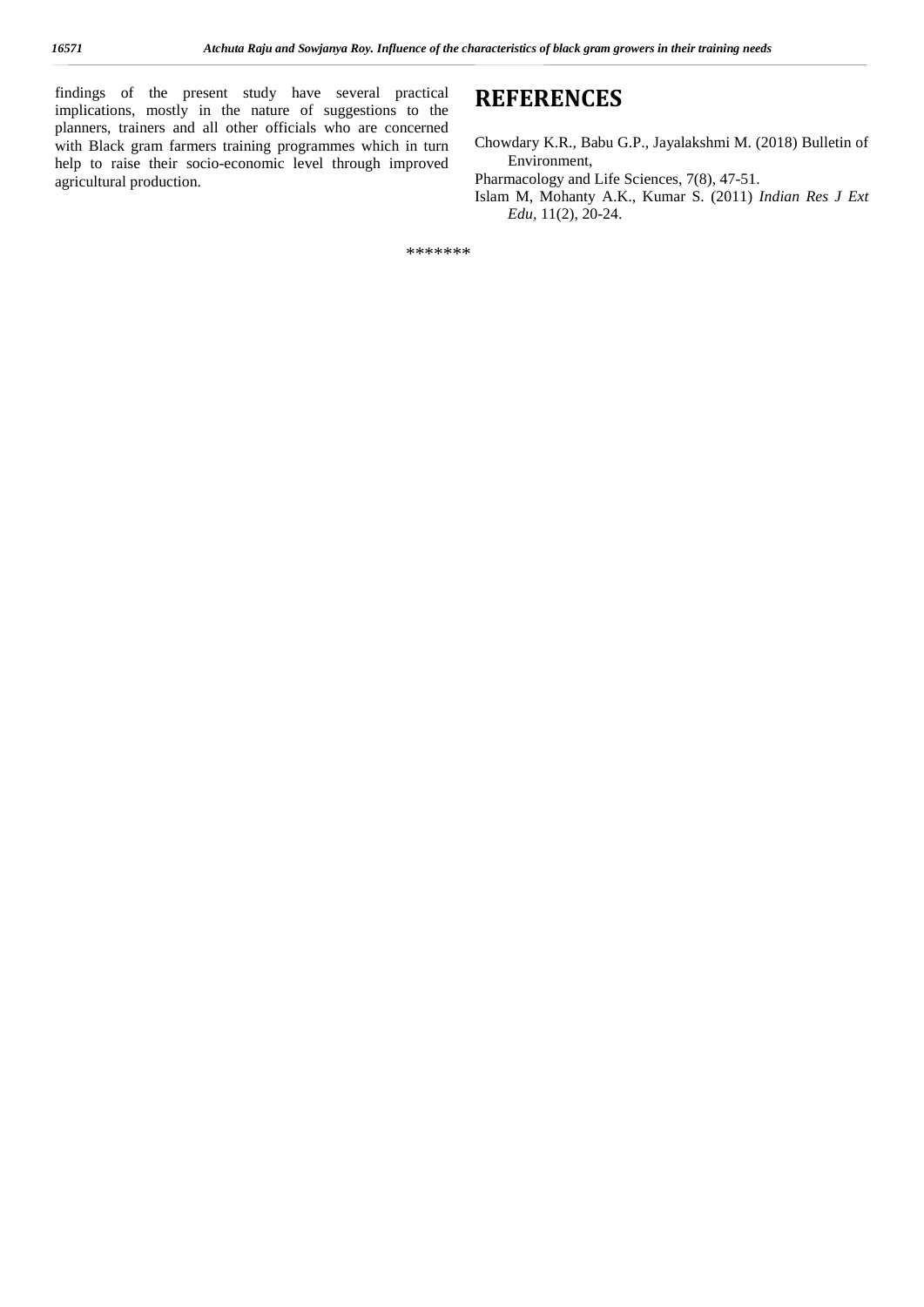findings of the present study have several practical implications, mostly in the nature of suggestions to the planners, trainers and all other officials who are concerned with Black gram farmers training programmes which in turn help to raise their socio-economic level through improved agricultural production.

## REFERENCES

Chowdary K.R., Babu G.P., Jayalakshmi M. (2018) Bulletin of Environment,

Pharmacology and Life Sciences, 7(8), 47-51.

Islam M, Mohanty A.K., Kumar S. (2011) *Indian Res J Ext Edu*, 11(2), 20-24.

*******